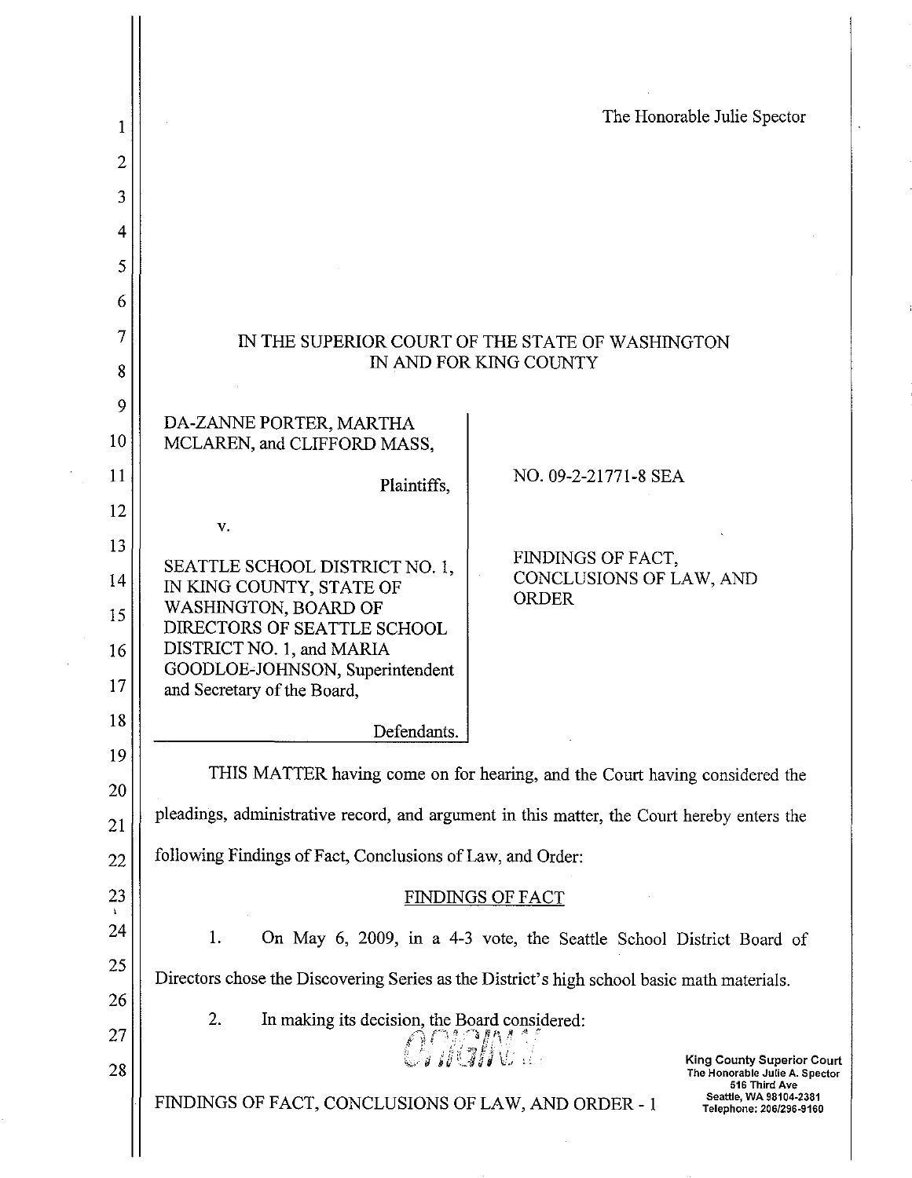The Honorable Julie Spector

IN THE SUPERIOR COURT OF THE STATE OF WASHINGTON
IN AND FOR KING COUNTY

| | |
|---|---|
| DA-ZANNE PORTER, MARTHA MCLAREN, and CLIFFORD MASS,<br><br>Plaintiffs,<br><br>v.<br><br>SEATTLE SCHOOL DISTRICT NO. 1, IN KING COUNTY, STATE OF WASHINGTON, BOARD OF DIRECTORS OF SEATTLE SCHOOL DISTRICT NO. 1, and MARIA GOODLOE-JOHNSON, Superintendent and Secretary of the Board,<br><br>Defendants. | NO. 09-2-21771-8 SEA<br><br>FINDINGS OF FACT, CONCLUSIONS OF LAW, AND ORDER |

THIS MATTER having come on for hearing, and the Court having considered the pleadings, administrative record, and argument in this matter, the Court hereby enters the following Findings of Fact, Conclusions of Law, and Order:

## FINDINGS OF FACT

1. On May 6, 2009, in a 4-3 vote, the Seattle School District Board of Directors chose the Discovering Series as the District's high school basic math materials.

2. In making its decision, the Board considered:

ORIGINAL

FINDINGS OF FACT, CONCLUSIONS OF LAW, AND ORDER - 1

King County Superior Court
The Honorable Julie A. Spector
516 Third Ave
Seattle, WA 98104-2381
Telephone: 206/296-9160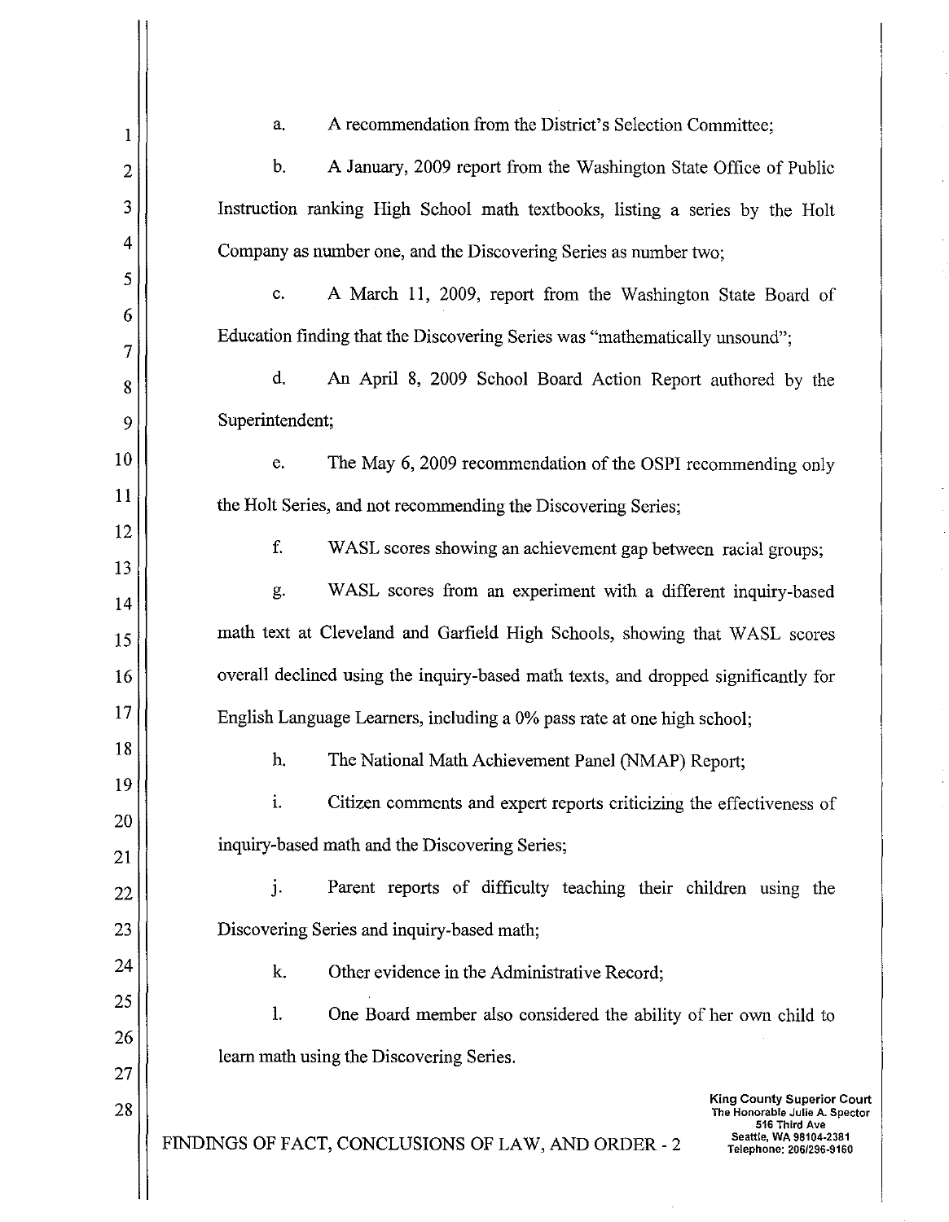a. A recommendation from the District's Selection Committee;

b. A January, 2009 report from the Washington State Office of Public Instruction ranking High School math textbooks, listing a series by the Holt Company as number one, and the Discovering Series as number two;

c. A March 11, 2009, report from the Washington State Board of Education finding that the Discovering Series was "mathematically unsound";

d. An April 8, 2009 School Board Action Report authored by the Superintendent;

e. The May 6, 2009 recommendation of the OSPI recommending only the Holt Series, and not recommending the Discovering Series;

f. WASL scores showing an achievement gap between racial groups;

g. WASL scores from an experiment with a different inquiry-based math text at Cleveland and Garfield High Schools, showing that WASL scores overall declined using the inquiry-based math texts, and dropped significantly for English Language Learners, including a 0% pass rate at one high school;

h. The National Math Achievement Panel (NMAP) Report;

i. Citizen comments and expert reports criticizing the effectiveness of inquiry-based math and the Discovering Series;

j. Parent reports of difficulty teaching their children using the Discovering Series and inquiry-based math;

k. Other evidence in the Administrative Record;

l. One Board member also considered the ability of her own child to learn math using the Discovering Series.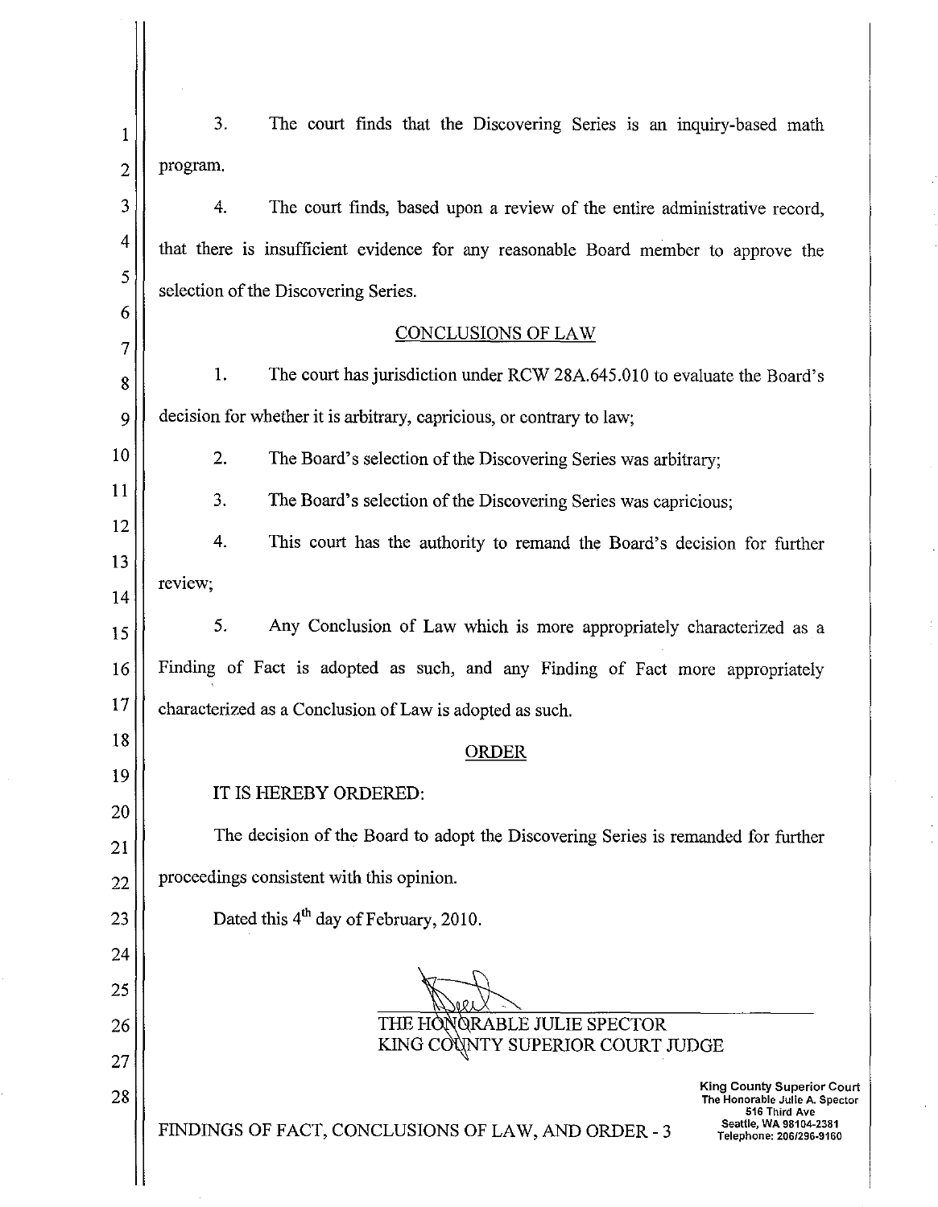3. The court finds that the Discovering Series is an inquiry-based math program.

4. The court finds, based upon a review of the entire administrative record, that there is insufficient evidence for any reasonable Board member to approve the selection of the Discovering Series.

## CONCLUSIONS OF LAW

1. The court has jurisdiction under RCW 28A.645.010 to evaluate the Board's decision for whether it is arbitrary, capricious, or contrary to law;

2. The Board's selection of the Discovering Series was arbitrary;

3. The Board's selection of the Discovering Series was capricious;

4. This court has the authority to remand the Board's decision for further review;

5. Any Conclusion of Law which is more appropriately characterized as a Finding of Fact is adopted as such, and any Finding of Fact more appropriately characterized as a Conclusion of Law is adopted as such.

## ORDER

IT IS HEREBY ORDERED:

The decision of the Board to adopt the Discovering Series is remanded for further proceedings consistent with this opinion.

Dated this 4th day of February, 2010.

THE HONORABLE JULIE SPECTOR
KING COUNTY SUPERIOR COURT JUDGE

FINDINGS OF FACT, CONCLUSIONS OF LAW, AND ORDER - 3

King County Superior Court
The Honorable Julie A. Spector
516 Third Ave
Seattle, WA 98104-2381
Telephone: 206/296-9160